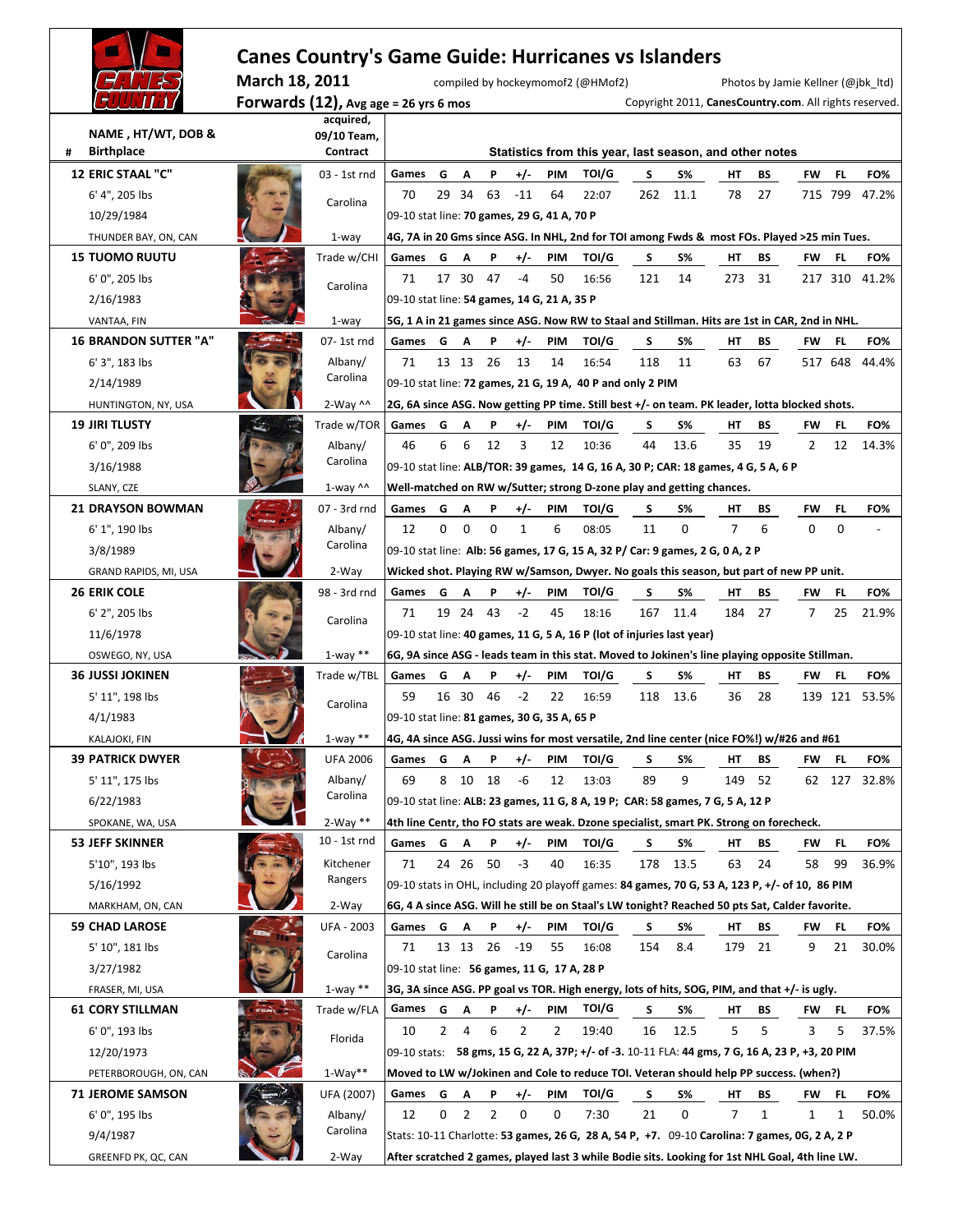# Canes Country's Game Guide: Hurricanes vs Islanders

**March 18, 2011** compiled by hockeymomof2 (@HMof2) Photos by Jamie Kellner (@jbk_ltd)

**Forwards (12),** Avg age = 26 yrs 6 mos Copyright 2011, **CanesCountry.com**. All rights reserved.

| # | NAME , HT/WT, DOB & Birthplace | acquired, 09/10 Team, Contract | Games | G | A | P | +/- | PIM | TOI/G | S | S% | HT | BS | FW | FL | FO% |
|---|---|---|---|---|---|---|---|---|---|---|---|---|---|---|---|---|
| 12 | **ERIC STAAL "C"** 6' 4", 205 lbs, 10/29/1984, THUNDER BAY, ON, CAN | 03 - 1st rnd, Carolina, 1-way | 70 | 29 | 34 | 63 | -11 | 64 | 22:07 | 262 | 11.1 | 78 | 27 | 715 | 799 | 47.2% |
| | | | 09-10 stat line: **70 games, 29 G, 41 A, 70 P** | | | | | | | | | | | | | |
| | | | **4G, 7A in 20 Gms since ASG. In NHL, 2nd for TOI among Fwds & most FOs. Played >25 min Tues.** | | | | | | | | | | | | | |
| 15 | **TUOMO RUUTU** 6' 0", 205 lbs, 2/16/1983, VANTAA, FIN | Trade w/CHI, Carolina, 1-way | 71 | 17 | 30 | 47 | -4 | 50 | 16:56 | 121 | 14 | 273 | 31 | 217 | 310 | 41.2% |
| | | | 09-10 stat line: **54 games, 14 G, 21 A, 35 P** | | | | | | | | | | | | | |
| | | | **5G, 1 A in 21 games since ASG. Now RW to Staal and Stillman. Hits are 1st in CAR, 2nd in NHL.** | | | | | | | | | | | | | |
| 16 | **BRANDON SUTTER "A"** 6' 3", 183 lbs, 2/14/1989, HUNTINGTON, NY, USA | 07- 1st rnd, Albany/ Carolina, 2-Way ^^ | 71 | 13 | 13 | 26 | 13 | 14 | 16:54 | 118 | 11 | 63 | 67 | 517 | 648 | 44.4% |
| | | | 09-10 stat line: **72 games, 21 G, 19 A, 40 P and only 2 PIM** | | | | | | | | | | | | | |
| | | | **2G, 6A since ASG. Now getting PP time. Still best +/- on team. PK leader, lotta blocked shots.** | | | | | | | | | | | | | |
| 19 | **JIRI TLUSTY** 6' 0", 209 lbs, 3/16/1988, SLANY, CZE | Trade w/TOR, Albany/ Carolina, 1-way ^^ | 46 | 6 | 6 | 12 | 3 | 12 | 10:36 | 44 | 13.6 | 35 | 19 | 2 | 12 | 14.3% |
| | | | 09-10 stat line: **ALB/TOR: 39 games, 14 G, 16 A, 30 P; CAR: 18 games, 4 G, 5 A, 6 P** | | | | | | | | | | | | | |
| | | | **Well-matched on RW w/Sutter; strong D-zone play and getting chances.** | | | | | | | | | | | | | |
| 21 | **DRAYSON BOWMAN** 6' 1", 190 lbs, 3/8/1989, GRAND RAPIDS, MI, USA | 07 - 3rd rnd, Albany/ Carolina, 2-Way | 12 | 0 | 0 | 0 | 1 | 6 | 08:05 | 11 | 0 | 7 | 6 | 0 | 0 | - |
| | | | 09-10 stat line: **Alb: 56 games, 17 G, 15 A, 32 P/ Car: 9 games, 2 G, 0 A, 2 P** | | | | | | | | | | | | | |
| | | | **Wicked shot. Playing RW w/Samson, Dwyer. No goals this season, but part of new PP unit.** | | | | | | | | | | | | | |
| 26 | **ERIK COLE** 6' 2", 205 lbs, 11/6/1978, OSWEGO, NY, USA | 98 - 3rd rnd, Carolina, 1-way ** | 71 | 19 | 24 | 43 | -2 | 45 | 18:16 | 167 | 11.4 | 184 | 27 | 7 | 25 | 21.9% |
| | | | 09-10 stat line: **40 games, 11 G, 5 A, 16 P (lot of injuries last year)** | | | | | | | | | | | | | |
| | | | **6G, 9A since ASG - leads team in this stat. Moved to Jokinen's line playing opposite Stillman.** | | | | | | | | | | | | | |
| 36 | **JUSSI JOKINEN** 5' 11", 198 lbs, 4/1/1983, KALAJOKI, FIN | Trade w/TBL, Carolina, 1-way ** | 59 | 16 | 30 | 46 | -2 | 22 | 16:59 | 118 | 13.6 | 36 | 28 | 139 | 121 | 53.5% |
| | | | 09-10 stat line: **81 games, 30 G, 35 A, 65 P** | | | | | | | | | | | | | |
| | | | **4G, 4A since ASG. Jussi wins for most versatile, 2nd line center (nice FO%!) w/#26 and #61** | | | | | | | | | | | | | |
| 39 | **PATRICK DWYER** 5' 11", 175 lbs, 6/22/1983, SPOKANE, WA, USA | UFA 2006, Albany/ Carolina, 2-Way ** | 69 | 8 | 10 | 18 | -6 | 12 | 13:03 | 89 | 9 | 149 | 52 | 62 | 127 | 32.8% |
| | | | 09-10 stat line: **ALB: 23 games, 11 G, 8 A, 19 P; CAR: 58 games, 7 G, 5 A, 12 P** | | | | | | | | | | | | | |
| | | | **4th line Centr, tho FO stats are weak. Dzone specialist, smart PK. Strong on forecheck.** | | | | | | | | | | | | | |
| 53 | **JEFF SKINNER** 5'10", 193 lbs, 5/16/1992, MARKHAM, ON, CAN | 10 - 1st rnd, Kitchener Rangers, 2-Way | 71 | 24 | 26 | 50 | -3 | 40 | 16:35 | 178 | 13.5 | 63 | 24 | 58 | 99 | 36.9% |
| | | | 09-10 stats in OHL, including 20 playoff games: **84 games, 70 G, 53 A, 123 P, +/- of 10, 86 PIM** | | | | | | | | | | | | | |
| | | | **6G, 4 A since ASG. Will he still be on Staal's LW tonight? Reached 50 pts Sat, Calder favorite.** | | | | | | | | | | | | | |
| 59 | **CHAD LAROSE** 5' 10", 181 lbs, 3/27/1982, FRASER, MI, USA | UFA - 2003, Carolina, 1-way ** | 71 | 13 | 13 | 26 | -19 | 55 | 16:08 | 154 | 8.4 | 179 | 21 | 9 | 21 | 30.0% |
| | | | 09-10 stat line: **56 games, 11 G, 17 A, 28 P** | | | | | | | | | | | | | |
| | | | **3G, 3A since ASG. PP goal vs TOR. High energy, lots of hits, SOG, PIM, and that +/- is ugly.** | | | | | | | | | | | | | |
| 61 | **CORY STILLMAN** 6' 0", 193 lbs, 12/20/1973, PETERBOROUGH, ON, CAN | Trade w/FLA, Florida, 1-Way** | 10 | 2 | 4 | 6 | 2 | 2 | 19:40 | 16 | 12.5 | 5 | 5 | 3 | 5 | 37.5% |
| | | | 09-10 stats: **58 gms, 15 G, 22 A, 37P; +/- of -3.** 10-11 FLA: **44 gms, 7 G, 16 A, 23 P, +3, 20 PIM** | | | | | | | | | | | | | |
| | | | **Moved to LW w/Jokinen and Cole to reduce TOI. Veteran should help PP success. (when?)** | | | | | | | | | | | | | |
| 71 | **JEROME SAMSON** 6' 0", 195 lbs, 9/4/1987, GREENFD PK, QC, CAN | UFA (2007), Albany/ Carolina, 2-Way | 12 | 0 | 2 | 2 | 0 | 0 | 7:30 | 21 | 0 | 7 | 1 | 1 | 1 | 50.0% |
| | | | Stats: 10-11 Charlotte: **53 games, 26 G, 28 A, 54 P, +7.** 09-10 Carolina: **7 games, 0G, 2 A, 2 P** | | | | | | | | | | | | | |
| | | | **After scratched 2 games, played last 3 while Bodie sits. Looking for 1st NHL Goal, 4th line LW.** | | | | | | | | | | | | | |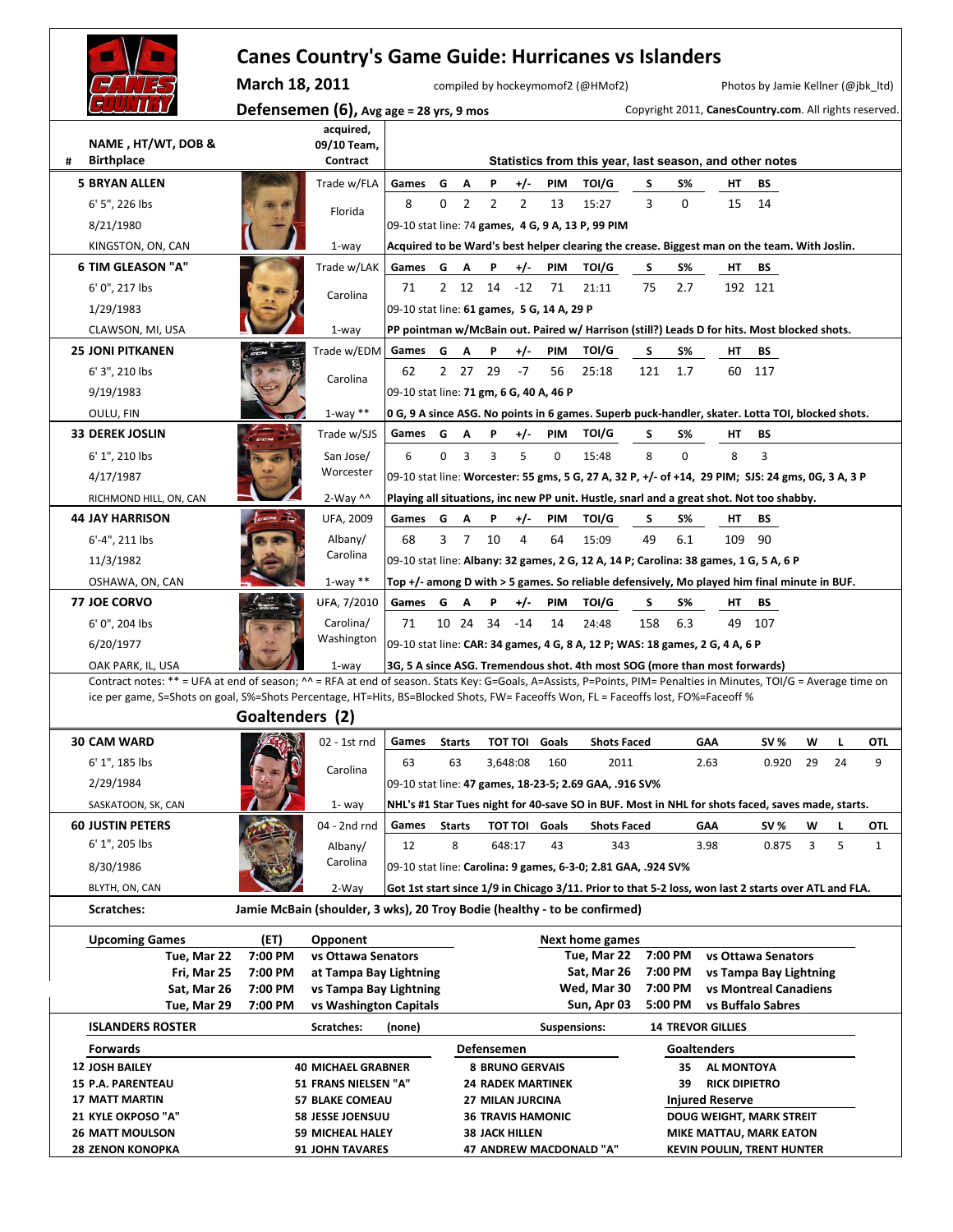# Canes Country's Game Guide: Hurricanes vs Islanders

**March 18, 2011** — compiled by hockeymomof2 (@HMof2) — Photos by Jamie Kellner (@jbk_ltd)

## Defensemen (6), Avg age = 28 yrs, 9 mos

Copyright 2011, **CanesCountry.com**. All rights reserved.

| # | NAME, HT/WT, DOB & Birthplace | acquired, 09/10 Team, Contract | Statistics from this year, last season, and other notes |
|---|---|---|---|
| 5 | **BRYAN ALLEN**<br>6' 5", 226 lbs<br>8/21/1980<br>KINGSTON, ON, CAN | Trade w/FLA<br>Florida<br>1-way | Games 8, G 0, A 2, P 2, +/- 2, PIM 13, TOI/G 15:27, S 3, S% 0, HT 15, BS 14<br>09-10 stat line: 74 games, 4 G, 9 A, 13 P, 99 PIM<br>Acquired to be Ward's best helper clearing the crease. Biggest man on the team. With Joslin. |
| 6 | **TIM GLEASON "A"**<br>6' 0", 217 lbs<br>1/29/1983<br>CLAWSON, MI, USA | Trade w/LAK<br>Carolina<br>1-way | Games 71, G 2, A 12, P 14, +/- -12, PIM 71, TOI/G 21:11, S 75, S% 2.7, HT 192, BS 121<br>09-10 stat line: 61 games, 5 G, 14 A, 29 P<br>PP pointman w/McBain out. Paired w/ Harrison (still?) Leads D for hits. Most blocked shots. |
| 25 | **JONI PITKANEN**<br>6' 3", 210 lbs<br>9/19/1983<br>OULU, FIN | Trade w/EDM<br>Carolina<br>1-way ** | Games 62, G 2, A 27, P 29, +/- -7, PIM 56, TOI/G 25:18, S 121, S% 1.7, HT 60, BS 117<br>09-10 stat line: 71 gm, 6 G, 40 A, 46 P<br>0 G, 9 A since ASG. No points in 6 games. Superb puck-handler, skater. Lotta TOI, blocked shots. |
| 33 | **DEREK JOSLIN**<br>6' 1", 210 lbs<br>4/17/1987<br>RICHMOND HILL, ON, CAN | Trade w/SJS<br>San Jose/ Worcester<br>2-Way ^^ | Games 6, G 0, A 3, P 3, +/- 5, PIM 0, TOI/G 15:48, S 8, S% 0, HT 8, BS 3<br>09-10 stat line: Worcester: 55 gms, 5 G, 27 A, 32 P, +/- of +14, 29 PIM; SJS: 24 gms, 0G, 3 A, 3 P<br>Playing all situations, inc new PP unit. Hustle, snarl and a great shot. Not too shabby. |
| 44 | **JAY HARRISON**<br>6'-4", 211 lbs<br>11/3/1982<br>OSHAWA, ON, CAN | UFA, 2009<br>Albany/ Carolina<br>1-way ** | Games 68, G 3, A 7, P 10, +/- 4, PIM 64, TOI/G 15:09, S 49, S% 6.1, HT 109, BS 90<br>09-10 stat line: Albany: 32 games, 2 G, 12 A, 14 P; Carolina: 38 games, 1 G, 5 A, 6 P<br>Top +/- among D with > 5 games. So reliable defensively, Mo played him final minute in BUF. |
| 77 | **JOE CORVO**<br>6' 0", 204 lbs<br>6/20/1977<br>OAK PARK, IL, USA | UFA, 7/2010<br>Carolina/ Washington<br>1-way | Games 71, G 10, A 24, P 34, +/- -14, PIM 14, TOI/G 24:48, S 158, S% 6.3, HT 49, BS 107<br>09-10 stat line: CAR: 34 games, 4 G, 8 A, 12 P; WAS: 18 games, 2 G, 4 A, 6 P<br>3G, 5 A since ASG. Tremendous shot. 4th most SOG (more than most forwards) |

Contract notes: ** = UFA at end of season; ^^ = RFA at end of season. Stats Key: G=Goals, A=Assists, P=Points, PIM= Penalties in Minutes, TOI/G = Average time on ice per game, S=Shots on goal, S%=Shots Percentage, HT=Hits, BS=Blocked Shots, FW= Faceoffs Won, FL = Faceoffs lost, FO%=Faceoff %

## Goaltenders (2)

| # | NAME, HT/WT, DOB & Birthplace | acquired, 09/10 Team, Contract | Statistics from this year, last season, and other notes |
|---|---|---|---|
| 30 | **CAM WARD**<br>6' 1", 185 lbs<br>2/29/1984<br>SASKATOON, SK, CAN | 02 - 1st rnd<br>Carolina<br>1- way | Games 63, Starts 63, TOT TOI 3,648:08, Goals 160, Shots Faced 2011, GAA 2.63, SV % 0.920, W 29, L 24, OTL 9<br>09-10 stat line: 47 games, 18-23-5; 2.69 GAA, .916 SV%<br>NHL's #1 Star Tues night for 40-save SO in BUF. Most in NHL for shots faced, saves made, starts. |
| 60 | **JUSTIN PETERS**<br>6' 1", 205 lbs<br>8/30/1986<br>BLYTH, ON, CAN | 04 - 2nd rnd<br>Albany/ Carolina<br>2-Way | Games 12, Starts 8, TOT TOI 648:17, Goals 43, Shots Faced 343, GAA 3.98, SV % 0.875, W 3, L 5, OTL 1<br>09-10 stat line: Carolina: 9 games, 6-3-0; 2.81 GAA, .924 SV%<br>Got 1st start since 1/9 in Chicago 3/11. Prior to that 5-2 loss, won last 2 starts over ATL and FLA. |

**Scratches:** Jamie McBain (shoulder, 3 wks), 20 Troy Bodie (healthy - to be confirmed)

| Upcoming Games | (ET) | Opponent | Next home games | | |
|---|---|---|---|---|---|
| Tue, Mar 22 | 7:00 PM | vs Ottawa Senators | Tue, Mar 22 | 7:00 PM | vs Ottawa Senators |
| Fri, Mar 25 | 7:00 PM | at Tampa Bay Lightning | Sat, Mar 26 | 7:00 PM | vs Tampa Bay Lightning |
| Sat, Mar 26 | 7:00 PM | vs Tampa Bay Lightning | Wed, Mar 30 | 7:00 PM | vs Montreal Canadiens |
| Tue, Mar 29 | 7:00 PM | vs Washington Capitals | Sun, Apr 03 | 5:00 PM | vs Buffalo Sabres |

**ISLANDERS ROSTER** — Scratches: (none) — Suspensions: **14 TREVOR GILLIES**

| Forwards | | Defensemen | Goaltenders |
|---|---|---|---|
| 12 JOSH BAILEY | 40 MICHAEL GRABNER | 8 BRUNO GERVAIS | 35 AL MONTOYA |
| 15 P.A. PARENTEAU | 51 FRANS NIELSEN "A" | 24 RADEK MARTINEK | 39 RICK DIPIETRO |
| 17 MATT MARTIN | 57 BLAKE COMEAU | 27 MILAN JURCINA | **Injured Reserve** |
| 21 KYLE OKPOSO "A" | 58 JESSE JOENSUU | 36 TRAVIS HAMONIC | DOUG WEIGHT, MARK STREIT |
| 26 MATT MOULSON | 59 MICHEAL HALEY | 38 JACK HILLEN | MIKE MATTAU, MARK EATON |
| 28 ZENON KONOPKA | 91 JOHN TAVARES | 47 ANDREW MACDONALD "A" | KEVIN POULIN, TRENT HUNTER |